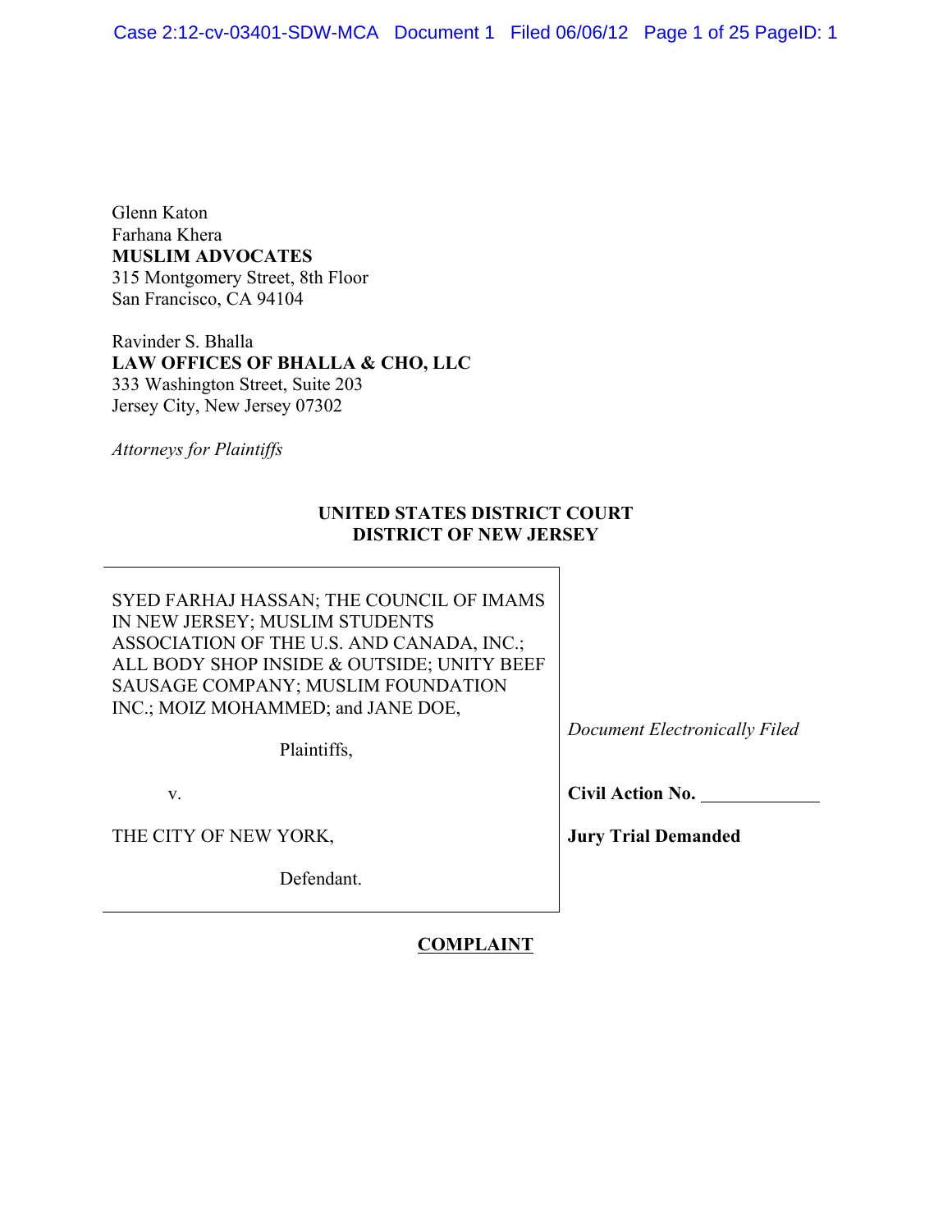Glenn Katon
Farhana Khera
**MUSLIM ADVOCATES**
315 Montgomery Street, 8th Floor
San Francisco, CA 94104

Ravinder S. Bhalla
**LAW OFFICES OF BHALLA & CHO, LLC**
333 Washington Street, Suite 203
Jersey City, New Jersey 07302

*Attorneys for Plaintiffs*

**UNITED STATES DISTRICT COURT**
**DISTRICT OF NEW JERSEY**

| | |
|---|---|
| SYED FARHAJ HASSAN; THE COUNCIL OF IMAMS IN NEW JERSEY; MUSLIM STUDENTS ASSOCIATION OF THE U.S. AND CANADA, INC.; ALL BODY SHOP INSIDE & OUTSIDE; UNITY BEEF SAUSAGE COMPANY; MUSLIM FOUNDATION INC.; MOIZ MOHAMMED; and JANE DOE,<br><br>Plaintiffs,<br><br>v.<br><br>THE CITY OF NEW YORK,<br><br>Defendant. | *Document Electronically Filed*<br><br>**Civil Action No.** ____________<br><br>**Jury Trial Demanded** |

**COMPLAINT**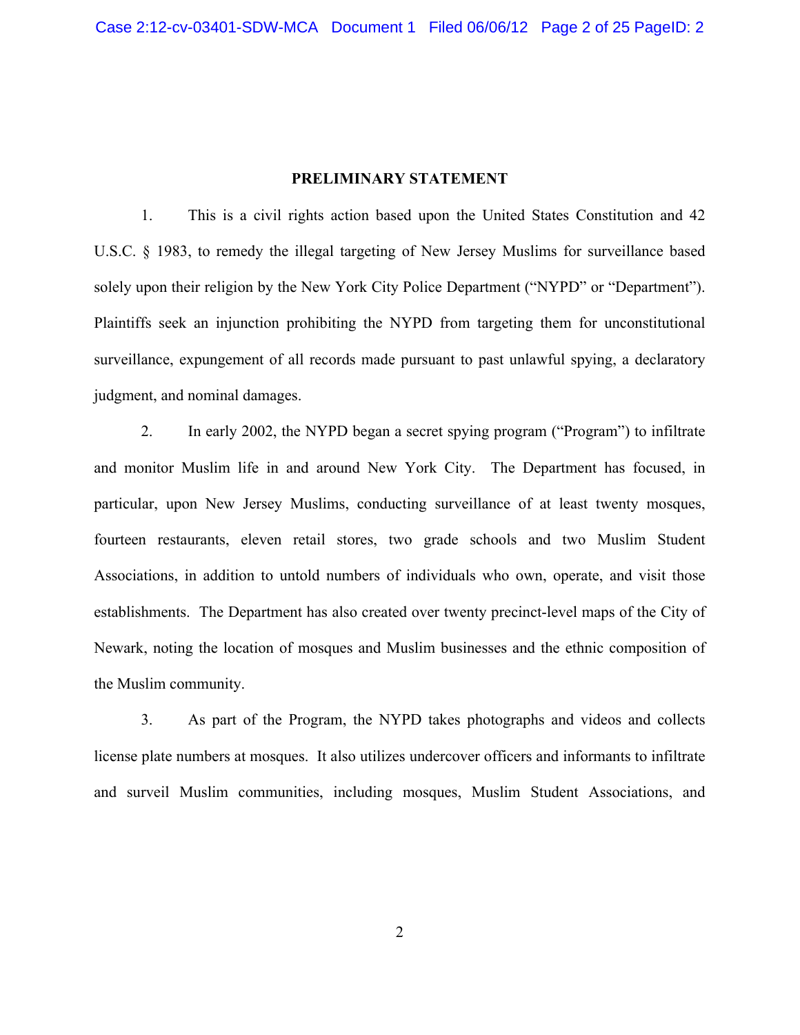## PRELIMINARY STATEMENT

1. This is a civil rights action based upon the United States Constitution and 42 U.S.C. § 1983, to remedy the illegal targeting of New Jersey Muslims for surveillance based solely upon their religion by the New York City Police Department ("NYPD" or "Department"). Plaintiffs seek an injunction prohibiting the NYPD from targeting them for unconstitutional surveillance, expungement of all records made pursuant to past unlawful spying, a declaratory judgment, and nominal damages.

2. In early 2002, the NYPD began a secret spying program ("Program") to infiltrate and monitor Muslim life in and around New York City. The Department has focused, in particular, upon New Jersey Muslims, conducting surveillance of at least twenty mosques, fourteen restaurants, eleven retail stores, two grade schools and two Muslim Student Associations, in addition to untold numbers of individuals who own, operate, and visit those establishments. The Department has also created over twenty precinct-level maps of the City of Newark, noting the location of mosques and Muslim businesses and the ethnic composition of the Muslim community.

3. As part of the Program, the NYPD takes photographs and videos and collects license plate numbers at mosques. It also utilizes undercover officers and informants to infiltrate and surveil Muslim communities, including mosques, Muslim Student Associations, and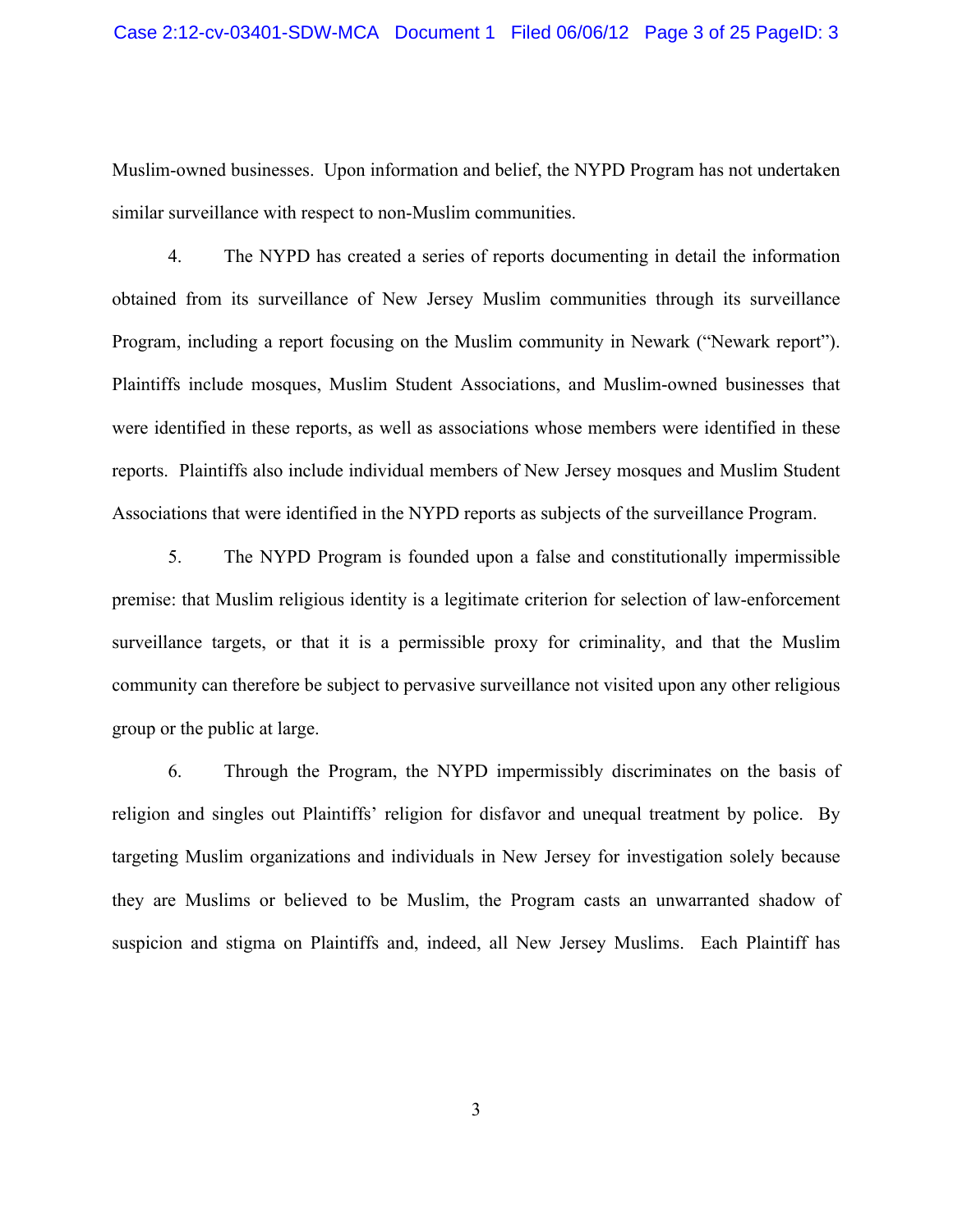Muslim-owned businesses. Upon information and belief, the NYPD Program has not undertaken similar surveillance with respect to non-Muslim communities.

4. The NYPD has created a series of reports documenting in detail the information obtained from its surveillance of New Jersey Muslim communities through its surveillance Program, including a report focusing on the Muslim community in Newark ("Newark report"). Plaintiffs include mosques, Muslim Student Associations, and Muslim-owned businesses that were identified in these reports, as well as associations whose members were identified in these reports. Plaintiffs also include individual members of New Jersey mosques and Muslim Student Associations that were identified in the NYPD reports as subjects of the surveillance Program.

5. The NYPD Program is founded upon a false and constitutionally impermissible premise: that Muslim religious identity is a legitimate criterion for selection of law-enforcement surveillance targets, or that it is a permissible proxy for criminality, and that the Muslim community can therefore be subject to pervasive surveillance not visited upon any other religious group or the public at large.

6. Through the Program, the NYPD impermissibly discriminates on the basis of religion and singles out Plaintiffs' religion for disfavor and unequal treatment by police. By targeting Muslim organizations and individuals in New Jersey for investigation solely because they are Muslims or believed to be Muslim, the Program casts an unwarranted shadow of suspicion and stigma on Plaintiffs and, indeed, all New Jersey Muslims. Each Plaintiff has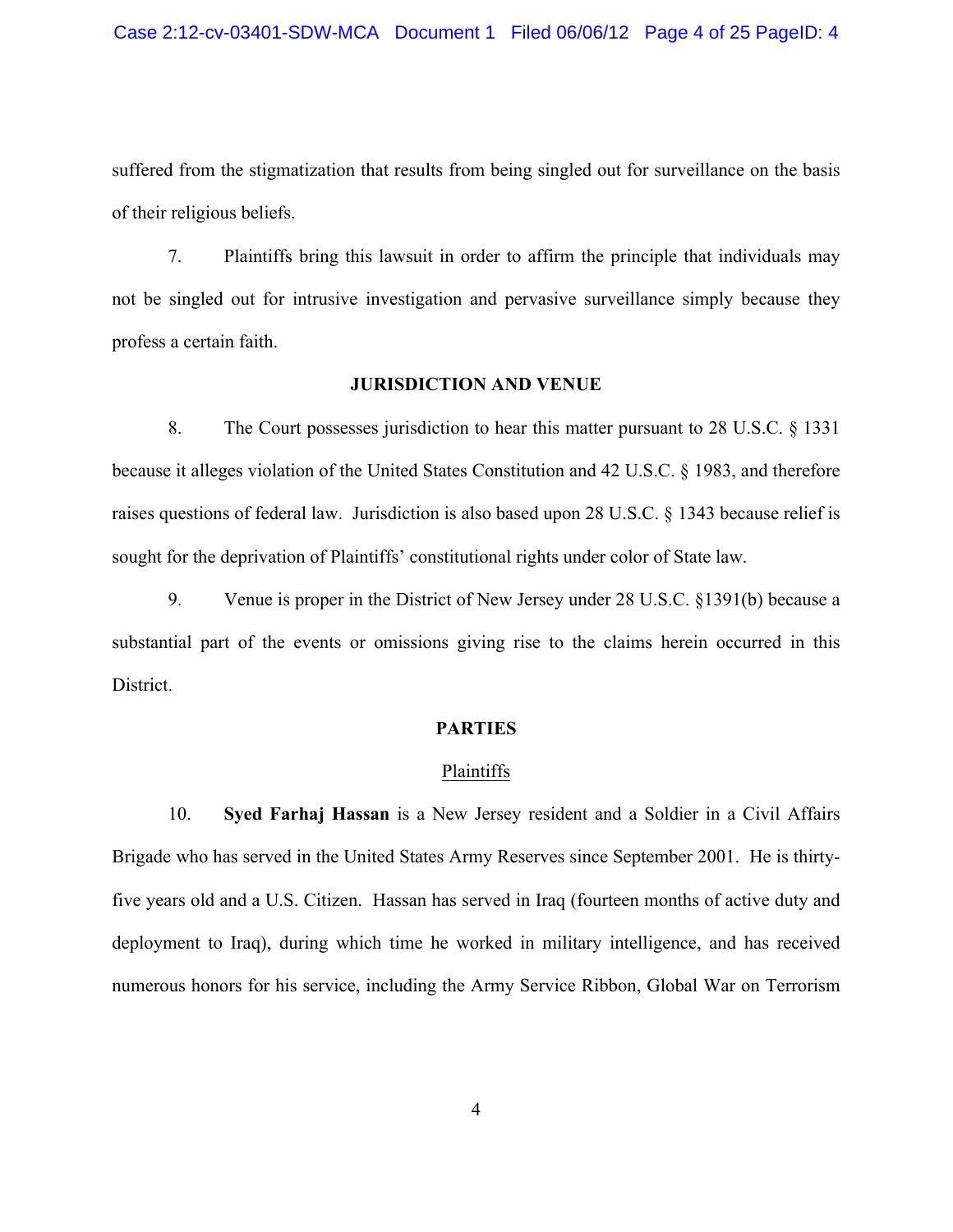suffered from the stigmatization that results from being singled out for surveillance on the basis of their religious beliefs.

7. Plaintiffs bring this lawsuit in order to affirm the principle that individuals may not be singled out for intrusive investigation and pervasive surveillance simply because they profess a certain faith.

**JURISDICTION AND VENUE**

8. The Court possesses jurisdiction to hear this matter pursuant to 28 U.S.C. § 1331 because it alleges violation of the United States Constitution and 42 U.S.C. § 1983, and therefore raises questions of federal law. Jurisdiction is also based upon 28 U.S.C. § 1343 because relief is sought for the deprivation of Plaintiffs' constitutional rights under color of State law.

9. Venue is proper in the District of New Jersey under 28 U.S.C. §1391(b) because a substantial part of the events or omissions giving rise to the claims herein occurred in this District.

**PARTIES**

Plaintiffs

10. **Syed Farhaj Hassan** is a New Jersey resident and a Soldier in a Civil Affairs Brigade who has served in the United States Army Reserves since September 2001. He is thirty-five years old and a U.S. Citizen. Hassan has served in Iraq (fourteen months of active duty and deployment to Iraq), during which time he worked in military intelligence, and has received numerous honors for his service, including the Army Service Ribbon, Global War on Terrorism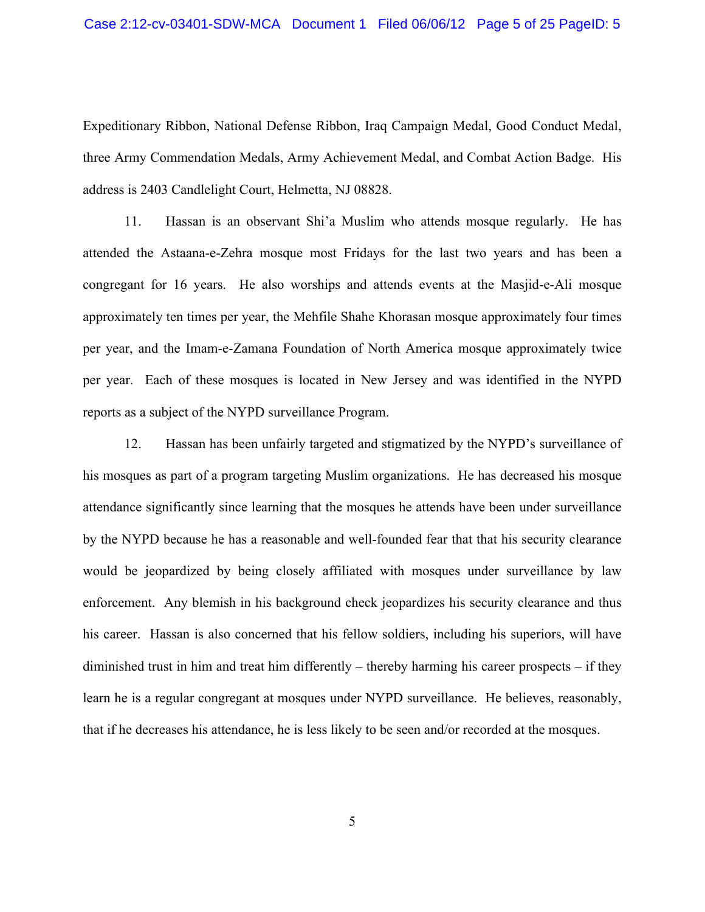Expeditionary Ribbon, National Defense Ribbon, Iraq Campaign Medal, Good Conduct Medal, three Army Commendation Medals, Army Achievement Medal, and Combat Action Badge. His address is 2403 Candlelight Court, Helmetta, NJ 08828.

11. Hassan is an observant Shi'a Muslim who attends mosque regularly. He has attended the Astaana-e-Zehra mosque most Fridays for the last two years and has been a congregant for 16 years. He also worships and attends events at the Masjid-e-Ali mosque approximately ten times per year, the Mehfile Shahe Khorasan mosque approximately four times per year, and the Imam-e-Zamana Foundation of North America mosque approximately twice per year. Each of these mosques is located in New Jersey and was identified in the NYPD reports as a subject of the NYPD surveillance Program.

12. Hassan has been unfairly targeted and stigmatized by the NYPD's surveillance of his mosques as part of a program targeting Muslim organizations. He has decreased his mosque attendance significantly since learning that the mosques he attends have been under surveillance by the NYPD because he has a reasonable and well-founded fear that that his security clearance would be jeopardized by being closely affiliated with mosques under surveillance by law enforcement. Any blemish in his background check jeopardizes his security clearance and thus his career. Hassan is also concerned that his fellow soldiers, including his superiors, will have diminished trust in him and treat him differently – thereby harming his career prospects – if they learn he is a regular congregant at mosques under NYPD surveillance. He believes, reasonably, that if he decreases his attendance, he is less likely to be seen and/or recorded at the mosques.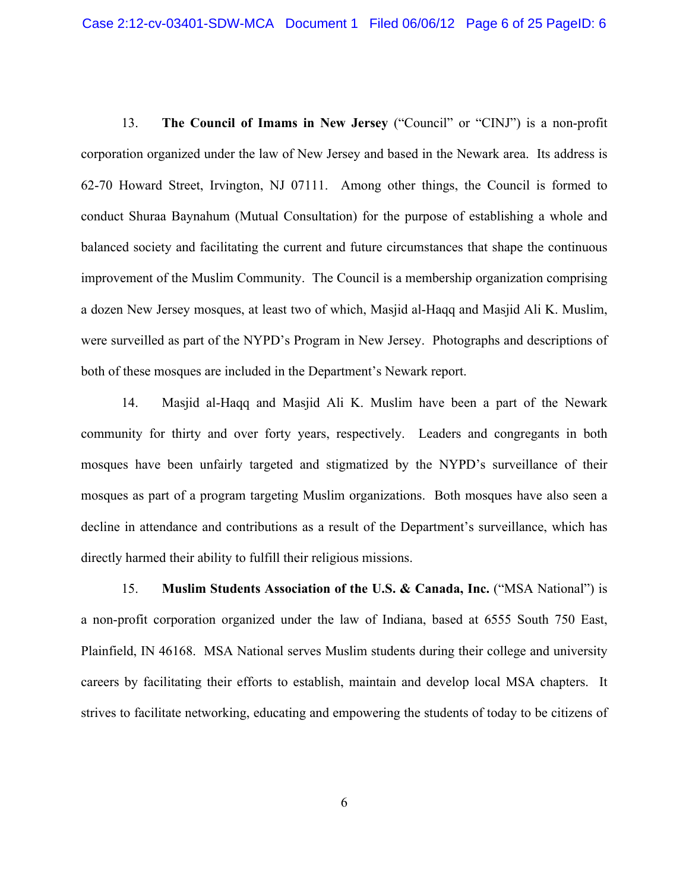13. **The Council of Imams in New Jersey** ("Council" or "CINJ") is a non-profit corporation organized under the law of New Jersey and based in the Newark area. Its address is 62-70 Howard Street, Irvington, NJ 07111. Among other things, the Council is formed to conduct Shuraa Baynahum (Mutual Consultation) for the purpose of establishing a whole and balanced society and facilitating the current and future circumstances that shape the continuous improvement of the Muslim Community. The Council is a membership organization comprising a dozen New Jersey mosques, at least two of which, Masjid al-Haqq and Masjid Ali K. Muslim, were surveilled as part of the NYPD's Program in New Jersey. Photographs and descriptions of both of these mosques are included in the Department's Newark report.

14. Masjid al-Haqq and Masjid Ali K. Muslim have been a part of the Newark community for thirty and over forty years, respectively. Leaders and congregants in both mosques have been unfairly targeted and stigmatized by the NYPD's surveillance of their mosques as part of a program targeting Muslim organizations. Both mosques have also seen a decline in attendance and contributions as a result of the Department's surveillance, which has directly harmed their ability to fulfill their religious missions.

15. **Muslim Students Association of the U.S. & Canada, Inc.** ("MSA National") is a non-profit corporation organized under the law of Indiana, based at 6555 South 750 East, Plainfield, IN 46168. MSA National serves Muslim students during their college and university careers by facilitating their efforts to establish, maintain and develop local MSA chapters. It strives to facilitate networking, educating and empowering the students of today to be citizens of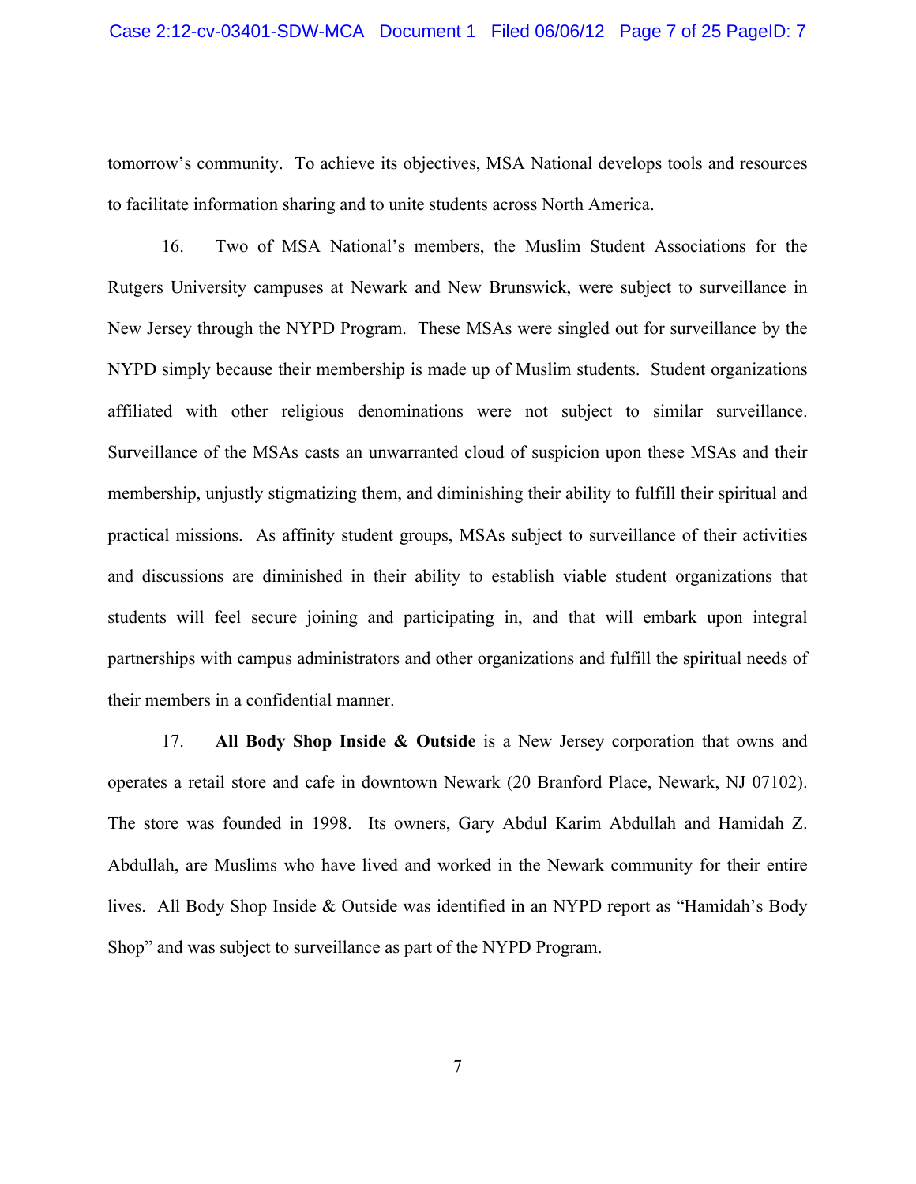tomorrow's community. To achieve its objectives, MSA National develops tools and resources to facilitate information sharing and to unite students across North America.

16. Two of MSA National's members, the Muslim Student Associations for the Rutgers University campuses at Newark and New Brunswick, were subject to surveillance in New Jersey through the NYPD Program. These MSAs were singled out for surveillance by the NYPD simply because their membership is made up of Muslim students. Student organizations affiliated with other religious denominations were not subject to similar surveillance. Surveillance of the MSAs casts an unwarranted cloud of suspicion upon these MSAs and their membership, unjustly stigmatizing them, and diminishing their ability to fulfill their spiritual and practical missions. As affinity student groups, MSAs subject to surveillance of their activities and discussions are diminished in their ability to establish viable student organizations that students will feel secure joining and participating in, and that will embark upon integral partnerships with campus administrators and other organizations and fulfill the spiritual needs of their members in a confidential manner.

17. **All Body Shop Inside & Outside** is a New Jersey corporation that owns and operates a retail store and cafe in downtown Newark (20 Branford Place, Newark, NJ 07102). The store was founded in 1998. Its owners, Gary Abdul Karim Abdullah and Hamidah Z. Abdullah, are Muslims who have lived and worked in the Newark community for their entire lives. All Body Shop Inside & Outside was identified in an NYPD report as "Hamidah's Body Shop" and was subject to surveillance as part of the NYPD Program.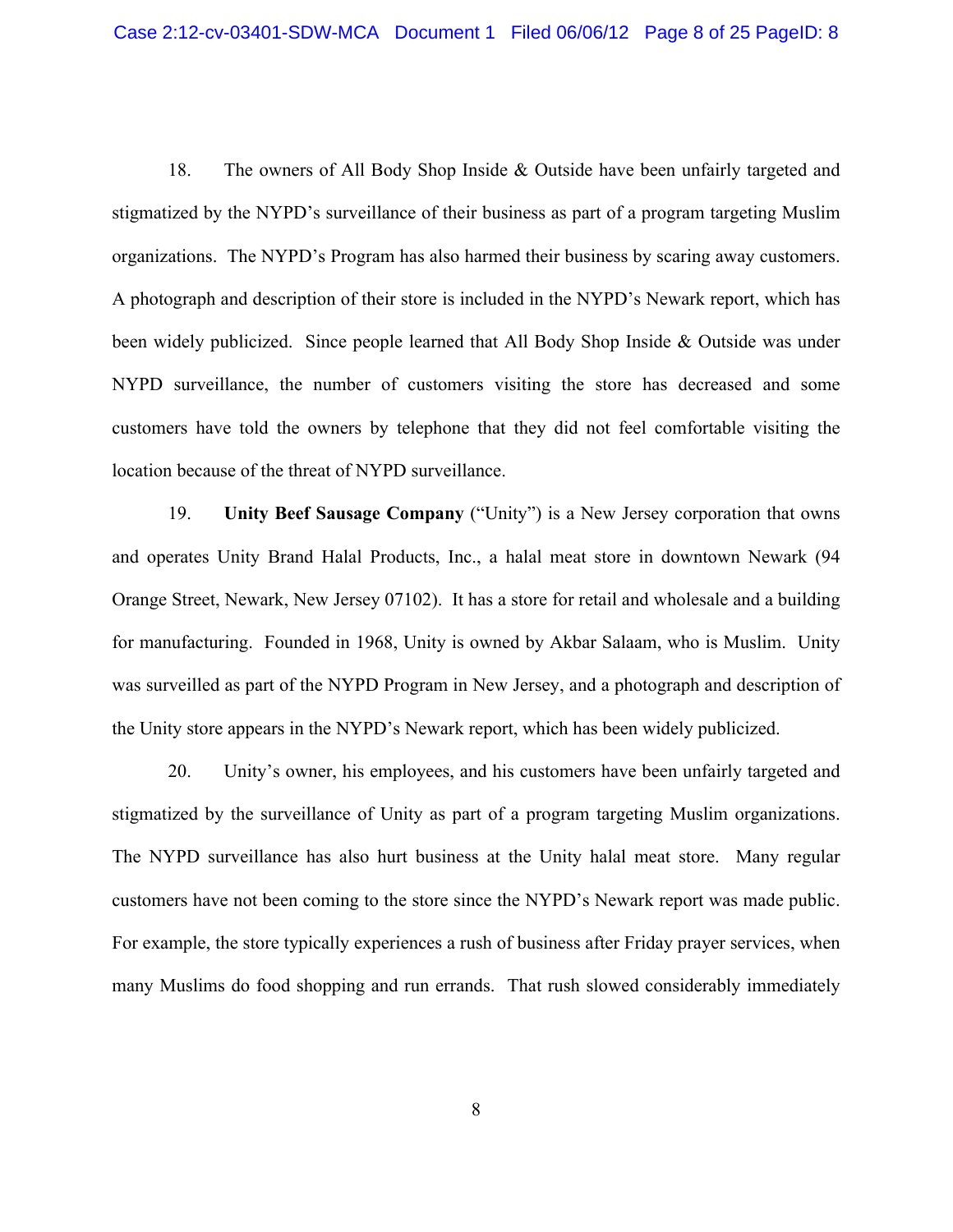18. The owners of All Body Shop Inside & Outside have been unfairly targeted and stigmatized by the NYPD's surveillance of their business as part of a program targeting Muslim organizations. The NYPD's Program has also harmed their business by scaring away customers. A photograph and description of their store is included in the NYPD's Newark report, which has been widely publicized. Since people learned that All Body Shop Inside & Outside was under NYPD surveillance, the number of customers visiting the store has decreased and some customers have told the owners by telephone that they did not feel comfortable visiting the location because of the threat of NYPD surveillance.

19. **Unity Beef Sausage Company** ("Unity") is a New Jersey corporation that owns and operates Unity Brand Halal Products, Inc., a halal meat store in downtown Newark (94 Orange Street, Newark, New Jersey 07102). It has a store for retail and wholesale and a building for manufacturing. Founded in 1968, Unity is owned by Akbar Salaam, who is Muslim. Unity was surveilled as part of the NYPD Program in New Jersey, and a photograph and description of the Unity store appears in the NYPD's Newark report, which has been widely publicized.

20. Unity's owner, his employees, and his customers have been unfairly targeted and stigmatized by the surveillance of Unity as part of a program targeting Muslim organizations. The NYPD surveillance has also hurt business at the Unity halal meat store. Many regular customers have not been coming to the store since the NYPD's Newark report was made public. For example, the store typically experiences a rush of business after Friday prayer services, when many Muslims do food shopping and run errands. That rush slowed considerably immediately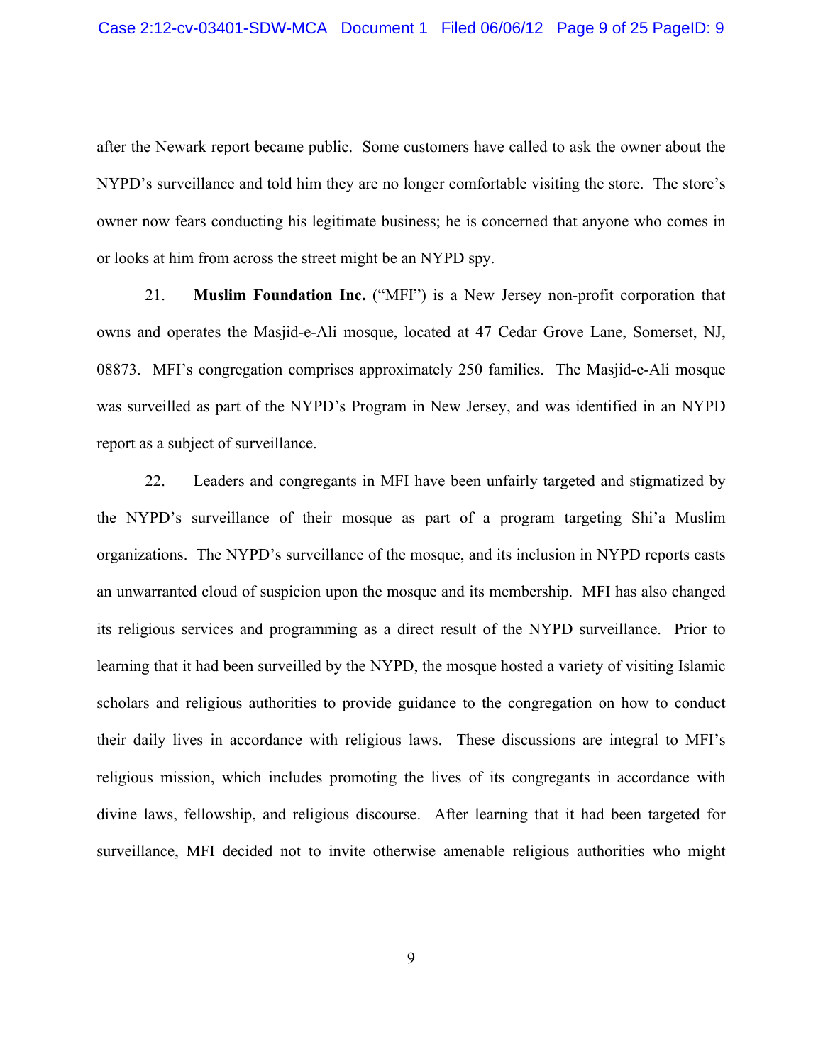after the Newark report became public. Some customers have called to ask the owner about the NYPD's surveillance and told him they are no longer comfortable visiting the store. The store's owner now fears conducting his legitimate business; he is concerned that anyone who comes in or looks at him from across the street might be an NYPD spy.

21. **Muslim Foundation Inc.** ("MFI") is a New Jersey non-profit corporation that owns and operates the Masjid-e-Ali mosque, located at 47 Cedar Grove Lane, Somerset, NJ, 08873. MFI's congregation comprises approximately 250 families. The Masjid-e-Ali mosque was surveilled as part of the NYPD's Program in New Jersey, and was identified in an NYPD report as a subject of surveillance.

22. Leaders and congregants in MFI have been unfairly targeted and stigmatized by the NYPD's surveillance of their mosque as part of a program targeting Shi'a Muslim organizations. The NYPD's surveillance of the mosque, and its inclusion in NYPD reports casts an unwarranted cloud of suspicion upon the mosque and its membership. MFI has also changed its religious services and programming as a direct result of the NYPD surveillance. Prior to learning that it had been surveilled by the NYPD, the mosque hosted a variety of visiting Islamic scholars and religious authorities to provide guidance to the congregation on how to conduct their daily lives in accordance with religious laws. These discussions are integral to MFI's religious mission, which includes promoting the lives of its congregants in accordance with divine laws, fellowship, and religious discourse. After learning that it had been targeted for surveillance, MFI decided not to invite otherwise amenable religious authorities who might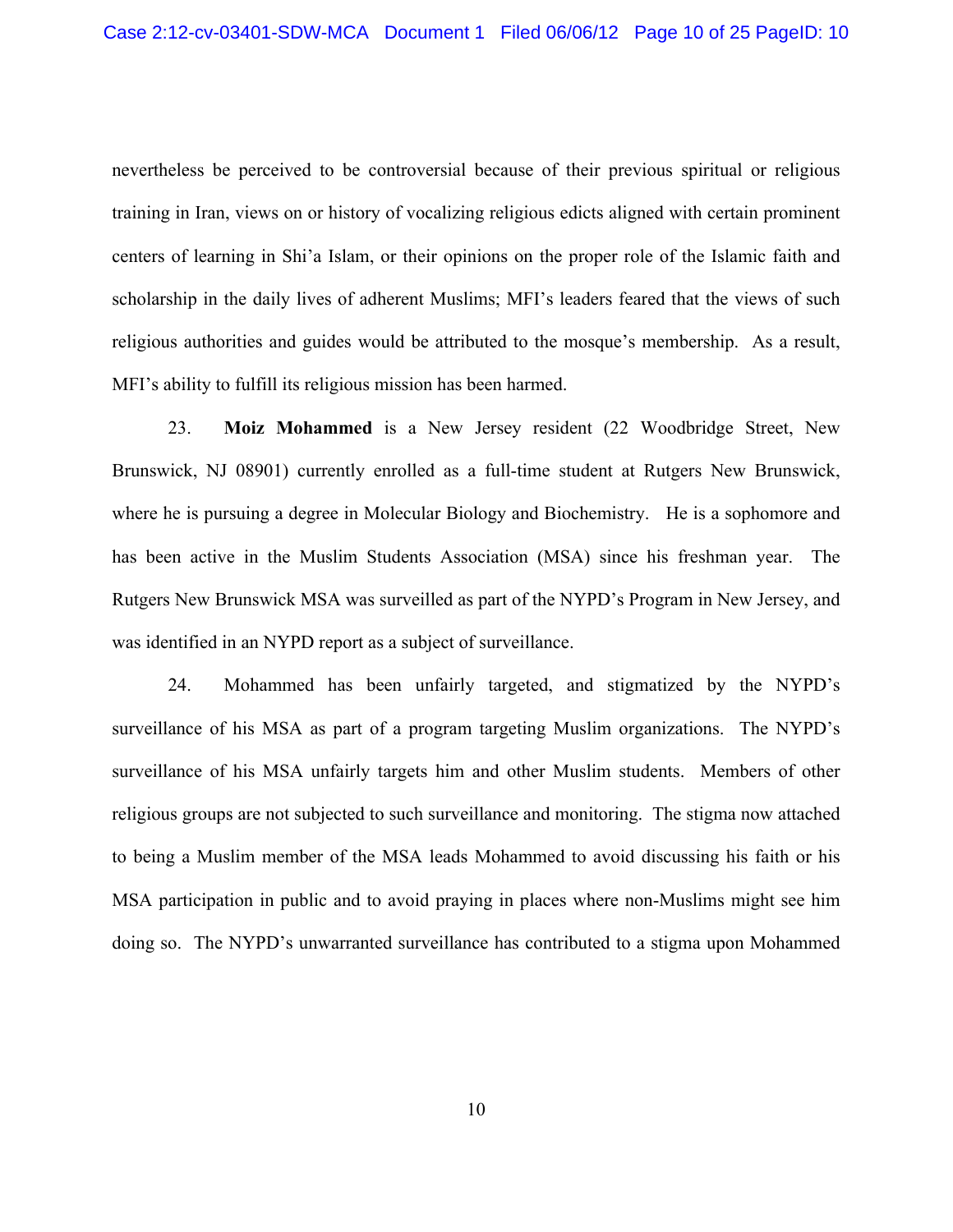nevertheless be perceived to be controversial because of their previous spiritual or religious training in Iran, views on or history of vocalizing religious edicts aligned with certain prominent centers of learning in Shi'a Islam, or their opinions on the proper role of the Islamic faith and scholarship in the daily lives of adherent Muslims; MFI's leaders feared that the views of such religious authorities and guides would be attributed to the mosque's membership. As a result, MFI's ability to fulfill its religious mission has been harmed.

23. **Moiz Mohammed** is a New Jersey resident (22 Woodbridge Street, New Brunswick, NJ 08901) currently enrolled as a full-time student at Rutgers New Brunswick, where he is pursuing a degree in Molecular Biology and Biochemistry. He is a sophomore and has been active in the Muslim Students Association (MSA) since his freshman year. The Rutgers New Brunswick MSA was surveilled as part of the NYPD's Program in New Jersey, and was identified in an NYPD report as a subject of surveillance.

24. Mohammed has been unfairly targeted, and stigmatized by the NYPD's surveillance of his MSA as part of a program targeting Muslim organizations. The NYPD's surveillance of his MSA unfairly targets him and other Muslim students. Members of other religious groups are not subjected to such surveillance and monitoring. The stigma now attached to being a Muslim member of the MSA leads Mohammed to avoid discussing his faith or his MSA participation in public and to avoid praying in places where non-Muslims might see him doing so. The NYPD's unwarranted surveillance has contributed to a stigma upon Mohammed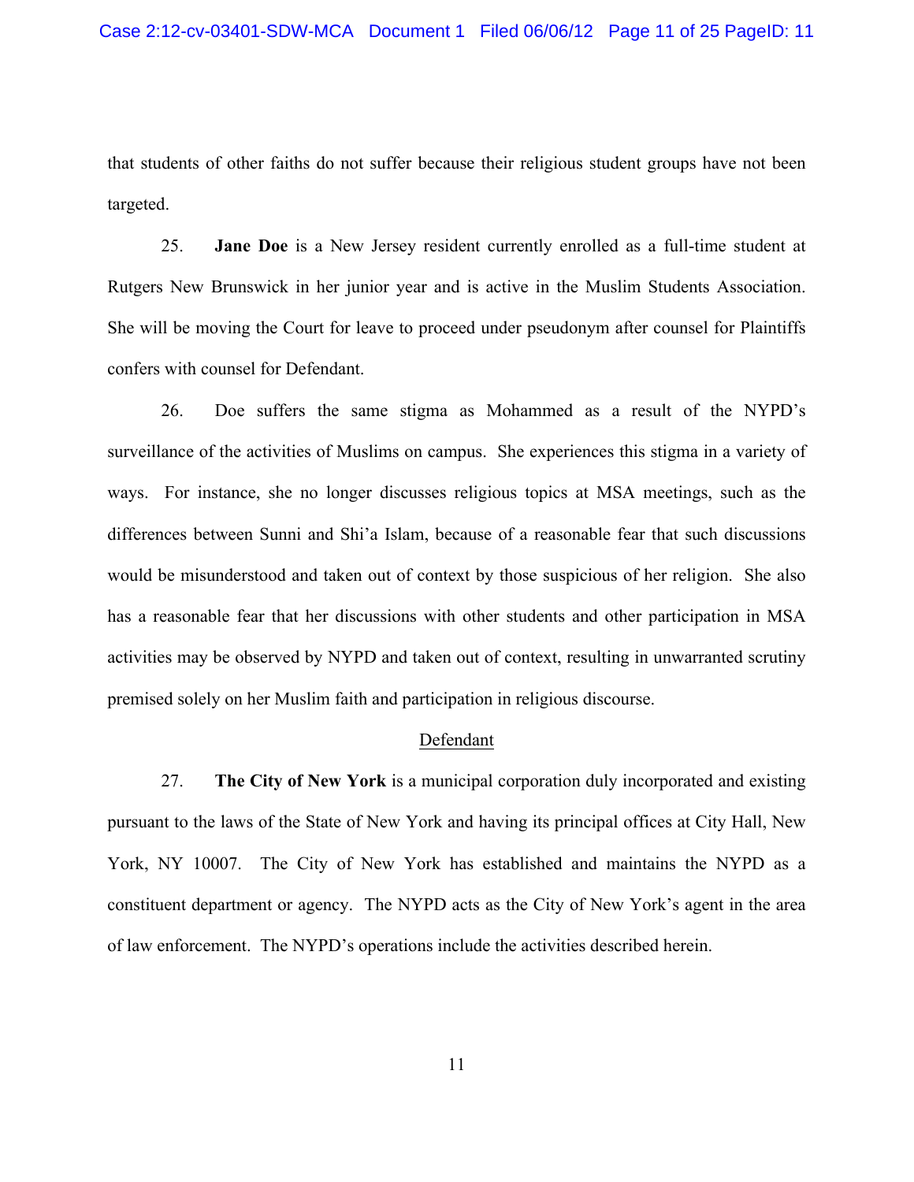that students of other faiths do not suffer because their religious student groups have not been targeted.

25. **Jane Doe** is a New Jersey resident currently enrolled as a full-time student at Rutgers New Brunswick in her junior year and is active in the Muslim Students Association. She will be moving the Court for leave to proceed under pseudonym after counsel for Plaintiffs confers with counsel for Defendant.

26. Doe suffers the same stigma as Mohammed as a result of the NYPD's surveillance of the activities of Muslims on campus. She experiences this stigma in a variety of ways. For instance, she no longer discusses religious topics at MSA meetings, such as the differences between Sunni and Shi'a Islam, because of a reasonable fear that such discussions would be misunderstood and taken out of context by those suspicious of her religion. She also has a reasonable fear that her discussions with other students and other participation in MSA activities may be observed by NYPD and taken out of context, resulting in unwarranted scrutiny premised solely on her Muslim faith and participation in religious discourse.

<u>Defendant</u>

27. **The City of New York** is a municipal corporation duly incorporated and existing pursuant to the laws of the State of New York and having its principal offices at City Hall, New York, NY 10007. The City of New York has established and maintains the NYPD as a constituent department or agency. The NYPD acts as the City of New York's agent in the area of law enforcement. The NYPD's operations include the activities described herein.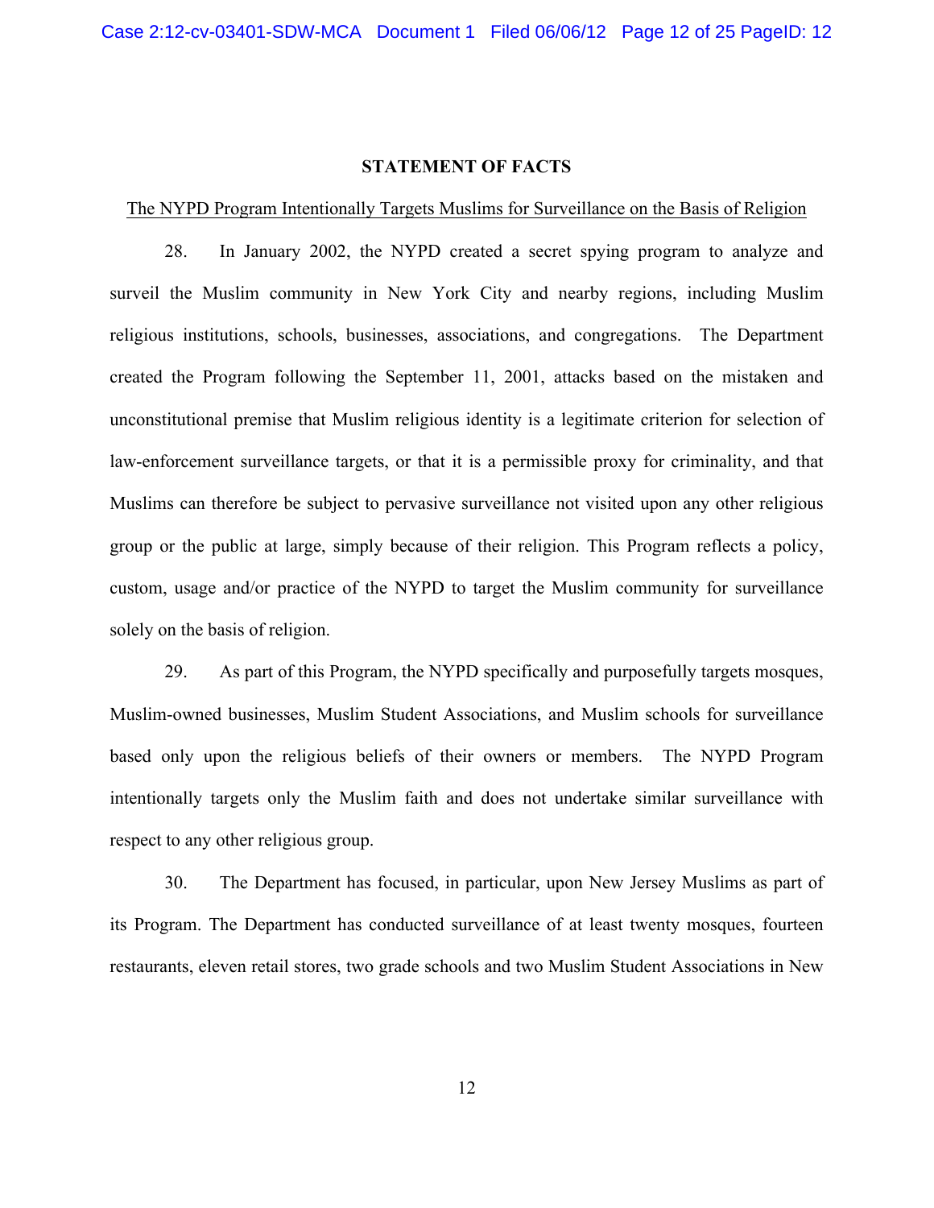## STATEMENT OF FACTS

The NYPD Program Intentionally Targets Muslims for Surveillance on the Basis of Religion

28. In January 2002, the NYPD created a secret spying program to analyze and surveil the Muslim community in New York City and nearby regions, including Muslim religious institutions, schools, businesses, associations, and congregations. The Department created the Program following the September 11, 2001, attacks based on the mistaken and unconstitutional premise that Muslim religious identity is a legitimate criterion for selection of law-enforcement surveillance targets, or that it is a permissible proxy for criminality, and that Muslims can therefore be subject to pervasive surveillance not visited upon any other religious group or the public at large, simply because of their religion. This Program reflects a policy, custom, usage and/or practice of the NYPD to target the Muslim community for surveillance solely on the basis of religion.

29. As part of this Program, the NYPD specifically and purposefully targets mosques, Muslim-owned businesses, Muslim Student Associations, and Muslim schools for surveillance based only upon the religious beliefs of their owners or members. The NYPD Program intentionally targets only the Muslim faith and does not undertake similar surveillance with respect to any other religious group.

30. The Department has focused, in particular, upon New Jersey Muslims as part of its Program. The Department has conducted surveillance of at least twenty mosques, fourteen restaurants, eleven retail stores, two grade schools and two Muslim Student Associations in New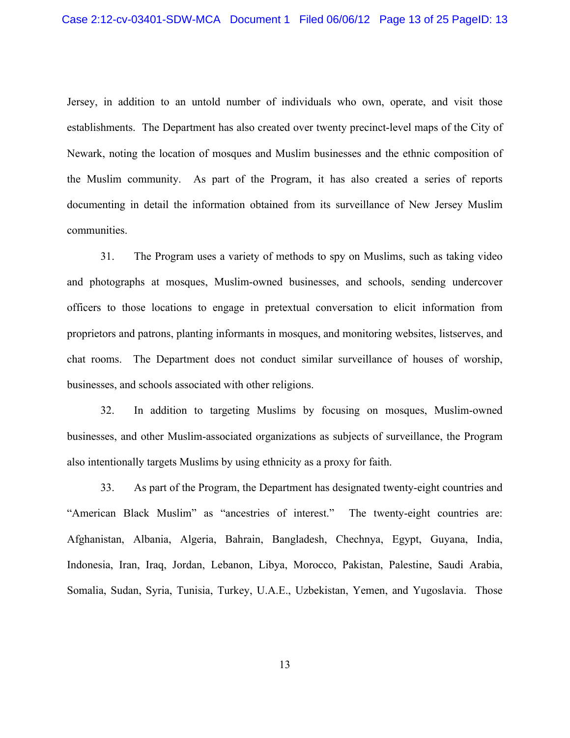Jersey, in addition to an untold number of individuals who own, operate, and visit those establishments. The Department has also created over twenty precinct-level maps of the City of Newark, noting the location of mosques and Muslim businesses and the ethnic composition of the Muslim community. As part of the Program, it has also created a series of reports documenting in detail the information obtained from its surveillance of New Jersey Muslim communities.

31. The Program uses a variety of methods to spy on Muslims, such as taking video and photographs at mosques, Muslim-owned businesses, and schools, sending undercover officers to those locations to engage in pretextual conversation to elicit information from proprietors and patrons, planting informants in mosques, and monitoring websites, listserves, and chat rooms. The Department does not conduct similar surveillance of houses of worship, businesses, and schools associated with other religions.

32. In addition to targeting Muslims by focusing on mosques, Muslim-owned businesses, and other Muslim-associated organizations as subjects of surveillance, the Program also intentionally targets Muslims by using ethnicity as a proxy for faith.

33. As part of the Program, the Department has designated twenty-eight countries and "American Black Muslim" as "ancestries of interest." The twenty-eight countries are: Afghanistan, Albania, Algeria, Bahrain, Bangladesh, Chechnya, Egypt, Guyana, India, Indonesia, Iran, Iraq, Jordan, Lebanon, Libya, Morocco, Pakistan, Palestine, Saudi Arabia, Somalia, Sudan, Syria, Tunisia, Turkey, U.A.E., Uzbekistan, Yemen, and Yugoslavia. Those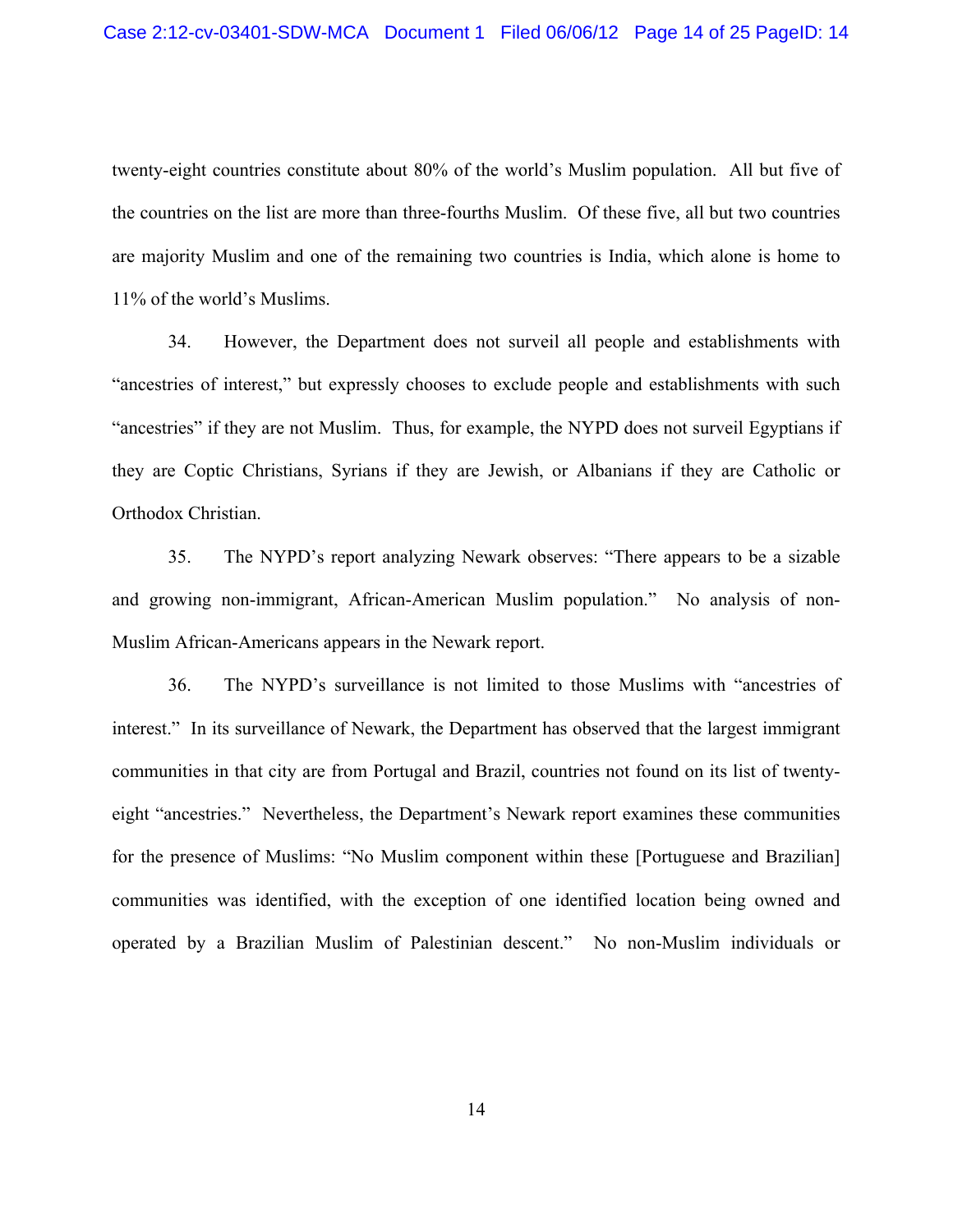twenty-eight countries constitute about 80% of the world's Muslim population. All but five of the countries on the list are more than three-fourths Muslim. Of these five, all but two countries are majority Muslim and one of the remaining two countries is India, which alone is home to 11% of the world's Muslims.

34. However, the Department does not surveil all people and establishments with "ancestries of interest," but expressly chooses to exclude people and establishments with such "ancestries" if they are not Muslim. Thus, for example, the NYPD does not surveil Egyptians if they are Coptic Christians, Syrians if they are Jewish, or Albanians if they are Catholic or Orthodox Christian.

35. The NYPD's report analyzing Newark observes: "There appears to be a sizable and growing non-immigrant, African-American Muslim population." No analysis of non-Muslim African-Americans appears in the Newark report.

36. The NYPD's surveillance is not limited to those Muslims with "ancestries of interest." In its surveillance of Newark, the Department has observed that the largest immigrant communities in that city are from Portugal and Brazil, countries not found on its list of twenty-eight "ancestries." Nevertheless, the Department's Newark report examines these communities for the presence of Muslims: "No Muslim component within these [Portuguese and Brazilian] communities was identified, with the exception of one identified location being owned and operated by a Brazilian Muslim of Palestinian descent." No non-Muslim individuals or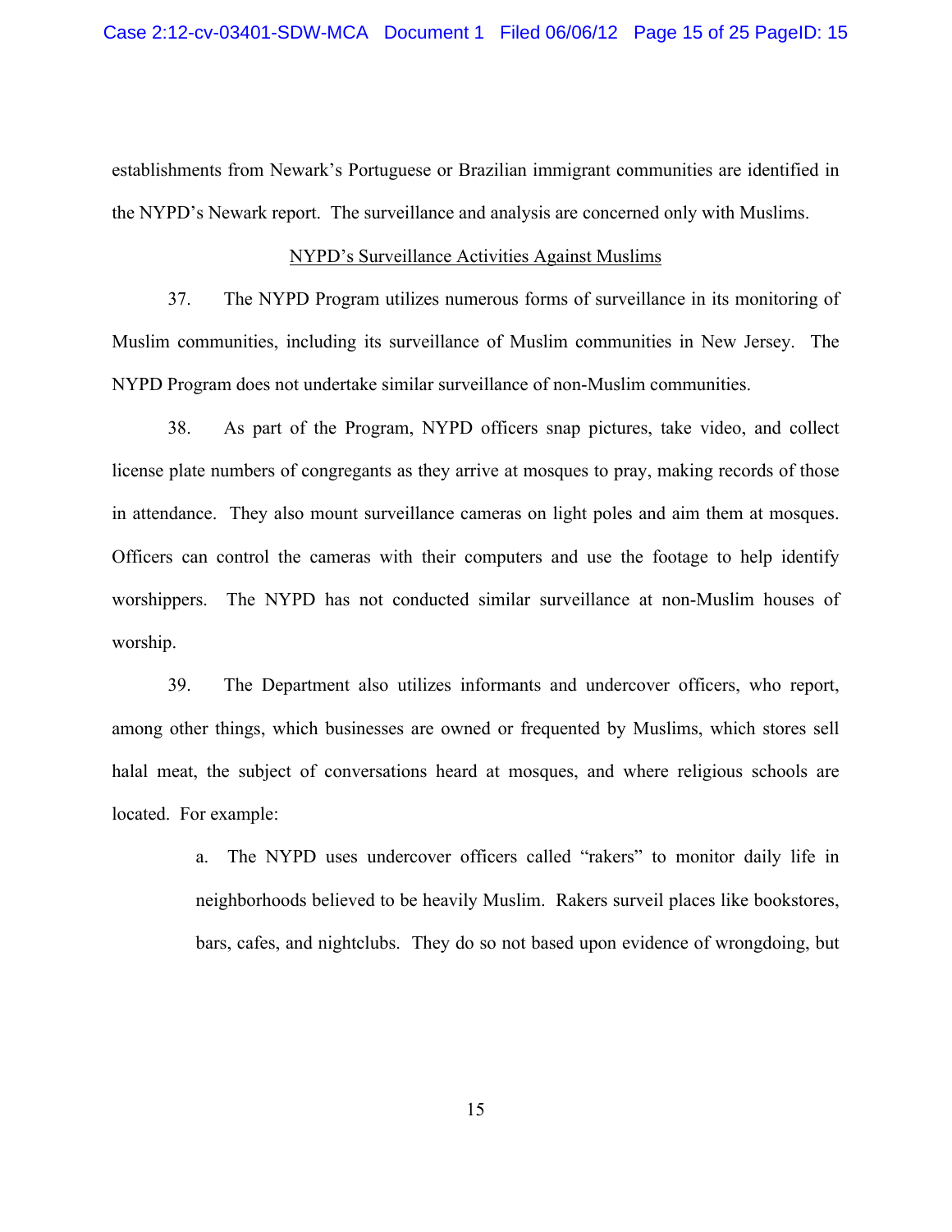establishments from Newark's Portuguese or Brazilian immigrant communities are identified in the NYPD's Newark report. The surveillance and analysis are concerned only with Muslims.

<u>NYPD's Surveillance Activities Against Muslims</u>

37. The NYPD Program utilizes numerous forms of surveillance in its monitoring of Muslim communities, including its surveillance of Muslim communities in New Jersey. The NYPD Program does not undertake similar surveillance of non-Muslim communities.

38. As part of the Program, NYPD officers snap pictures, take video, and collect license plate numbers of congregants as they arrive at mosques to pray, making records of those in attendance. They also mount surveillance cameras on light poles and aim them at mosques. Officers can control the cameras with their computers and use the footage to help identify worshippers. The NYPD has not conducted similar surveillance at non-Muslim houses of worship.

39. The Department also utilizes informants and undercover officers, who report, among other things, which businesses are owned or frequented by Muslims, which stores sell halal meat, the subject of conversations heard at mosques, and where religious schools are located. For example:

a. The NYPD uses undercover officers called "rakers" to monitor daily life in neighborhoods believed to be heavily Muslim. Rakers surveil places like bookstores, bars, cafes, and nightclubs. They do so not based upon evidence of wrongdoing, but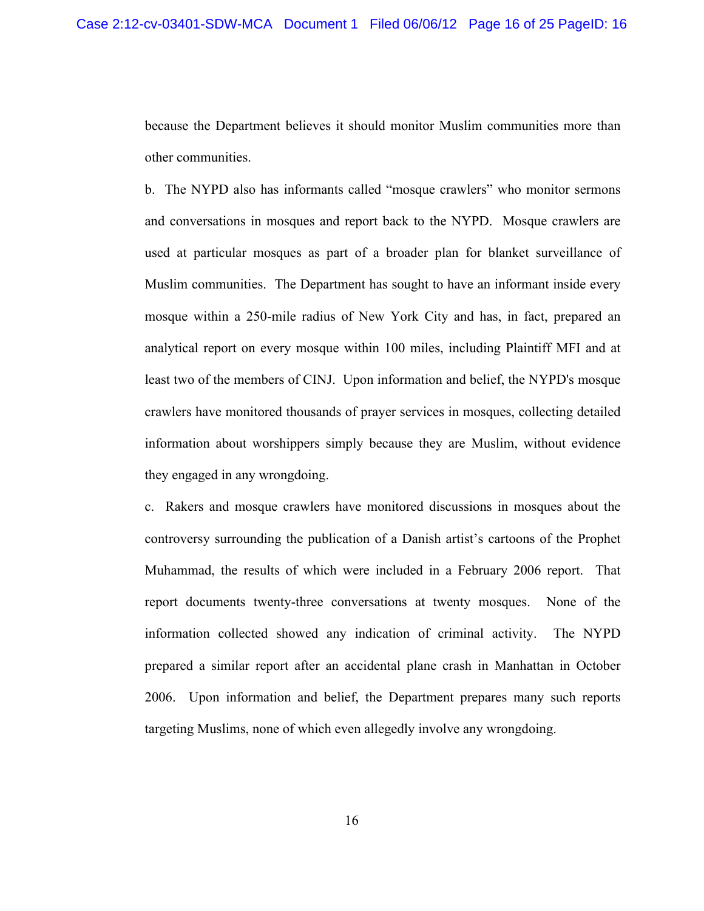because the Department believes it should monitor Muslim communities more than other communities.

b. The NYPD also has informants called "mosque crawlers" who monitor sermons and conversations in mosques and report back to the NYPD. Mosque crawlers are used at particular mosques as part of a broader plan for blanket surveillance of Muslim communities. The Department has sought to have an informant inside every mosque within a 250-mile radius of New York City and has, in fact, prepared an analytical report on every mosque within 100 miles, including Plaintiff MFI and at least two of the members of CINJ. Upon information and belief, the NYPD's mosque crawlers have monitored thousands of prayer services in mosques, collecting detailed information about worshippers simply because they are Muslim, without evidence they engaged in any wrongdoing.

c. Rakers and mosque crawlers have monitored discussions in mosques about the controversy surrounding the publication of a Danish artist's cartoons of the Prophet Muhammad, the results of which were included in a February 2006 report. That report documents twenty-three conversations at twenty mosques. None of the information collected showed any indication of criminal activity. The NYPD prepared a similar report after an accidental plane crash in Manhattan in October 2006. Upon information and belief, the Department prepares many such reports targeting Muslims, none of which even allegedly involve any wrongdoing.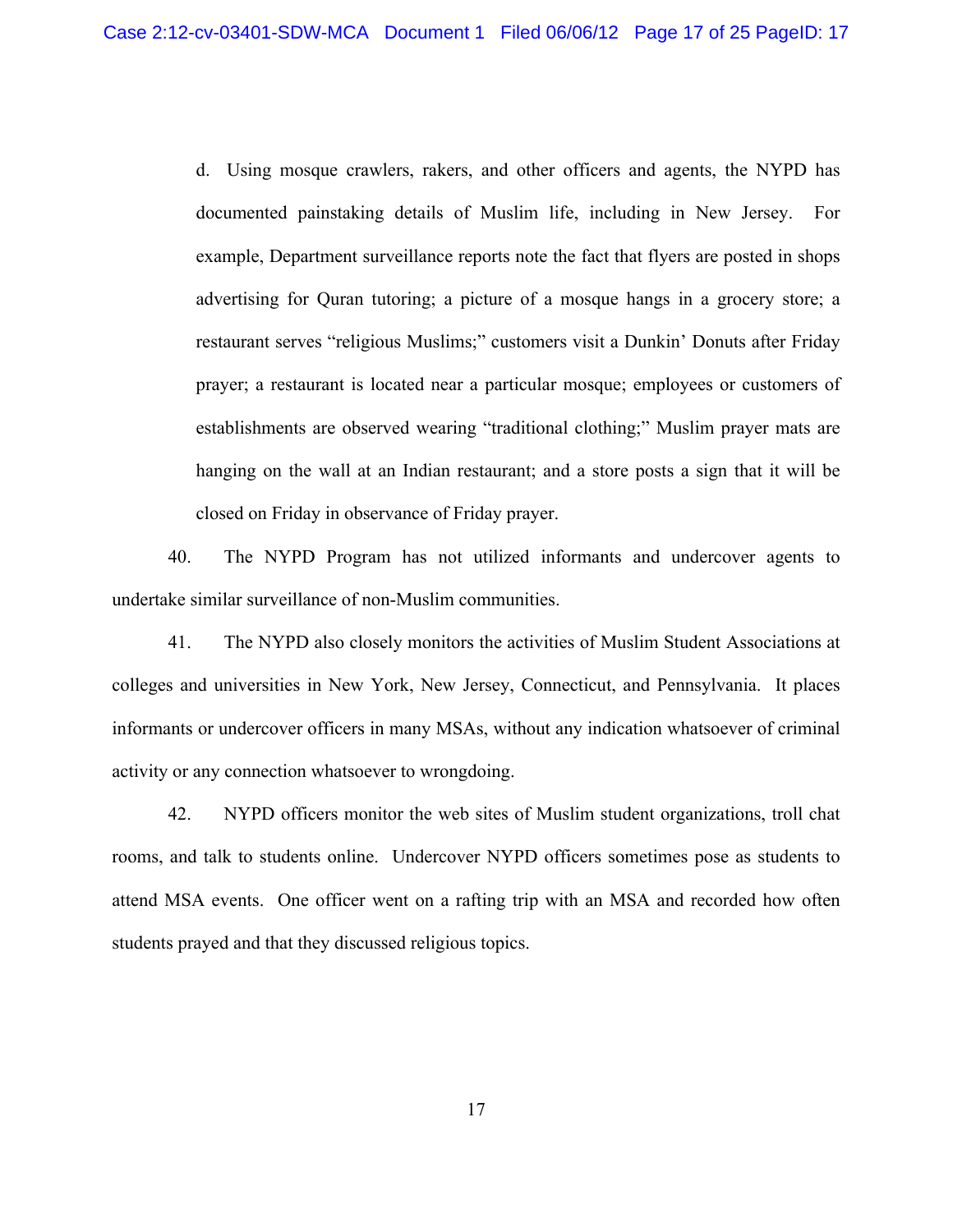d. Using mosque crawlers, rakers, and other officers and agents, the NYPD has documented painstaking details of Muslim life, including in New Jersey. For example, Department surveillance reports note the fact that flyers are posted in shops advertising for Quran tutoring; a picture of a mosque hangs in a grocery store; a restaurant serves "religious Muslims;" customers visit a Dunkin' Donuts after Friday prayer; a restaurant is located near a particular mosque; employees or customers of establishments are observed wearing "traditional clothing;" Muslim prayer mats are hanging on the wall at an Indian restaurant; and a store posts a sign that it will be closed on Friday in observance of Friday prayer.

40. The NYPD Program has not utilized informants and undercover agents to undertake similar surveillance of non-Muslim communities.

41. The NYPD also closely monitors the activities of Muslim Student Associations at colleges and universities in New York, New Jersey, Connecticut, and Pennsylvania. It places informants or undercover officers in many MSAs, without any indication whatsoever of criminal activity or any connection whatsoever to wrongdoing.

42. NYPD officers monitor the web sites of Muslim student organizations, troll chat rooms, and talk to students online. Undercover NYPD officers sometimes pose as students to attend MSA events. One officer went on a rafting trip with an MSA and recorded how often students prayed and that they discussed religious topics.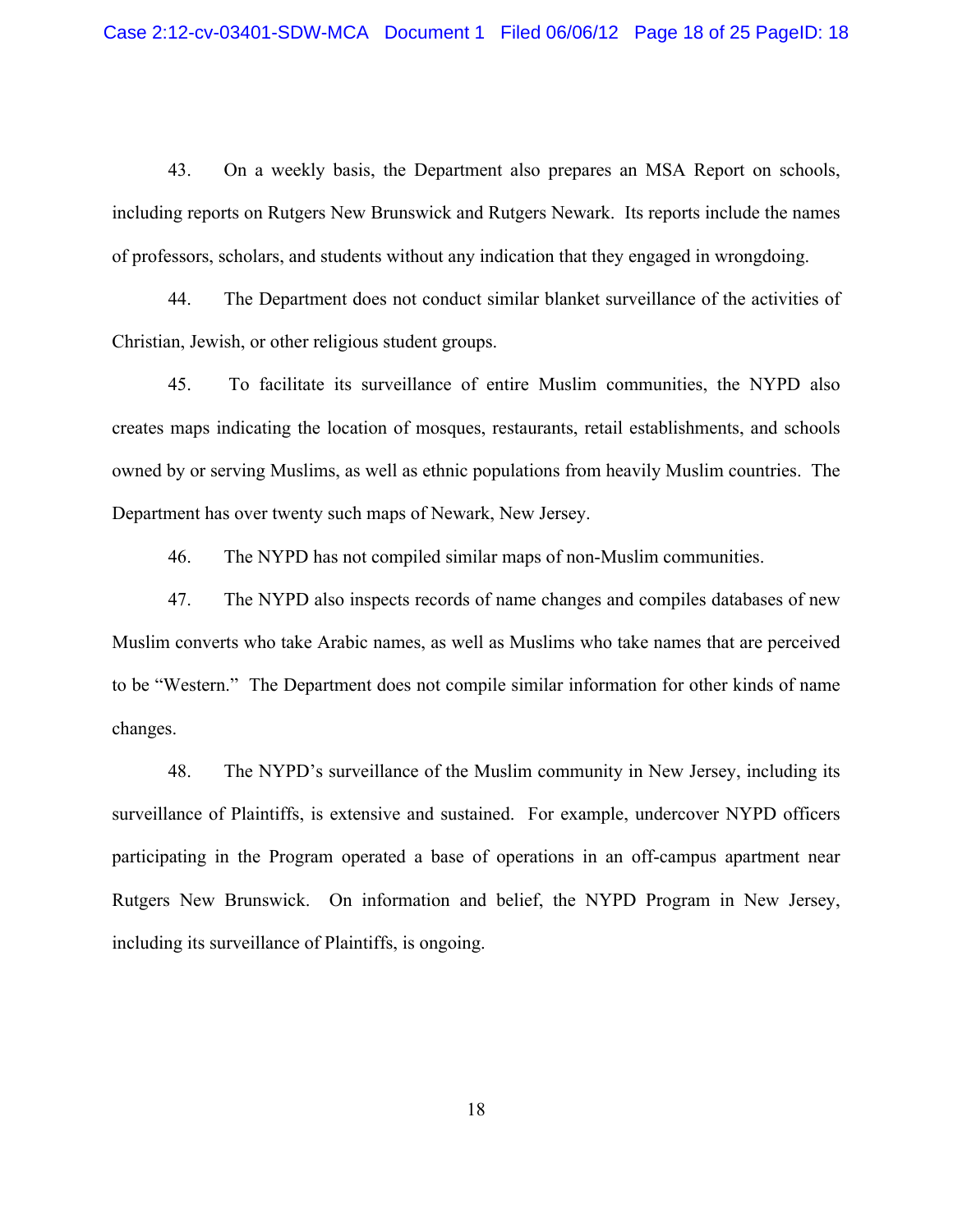43. On a weekly basis, the Department also prepares an MSA Report on schools, including reports on Rutgers New Brunswick and Rutgers Newark. Its reports include the names of professors, scholars, and students without any indication that they engaged in wrongdoing.

44. The Department does not conduct similar blanket surveillance of the activities of Christian, Jewish, or other religious student groups.

45. To facilitate its surveillance of entire Muslim communities, the NYPD also creates maps indicating the location of mosques, restaurants, retail establishments, and schools owned by or serving Muslims, as well as ethnic populations from heavily Muslim countries. The Department has over twenty such maps of Newark, New Jersey.

46. The NYPD has not compiled similar maps of non-Muslim communities.

47. The NYPD also inspects records of name changes and compiles databases of new Muslim converts who take Arabic names, as well as Muslims who take names that are perceived to be "Western." The Department does not compile similar information for other kinds of name changes.

48. The NYPD's surveillance of the Muslim community in New Jersey, including its surveillance of Plaintiffs, is extensive and sustained. For example, undercover NYPD officers participating in the Program operated a base of operations in an off-campus apartment near Rutgers New Brunswick. On information and belief, the NYPD Program in New Jersey, including its surveillance of Plaintiffs, is ongoing.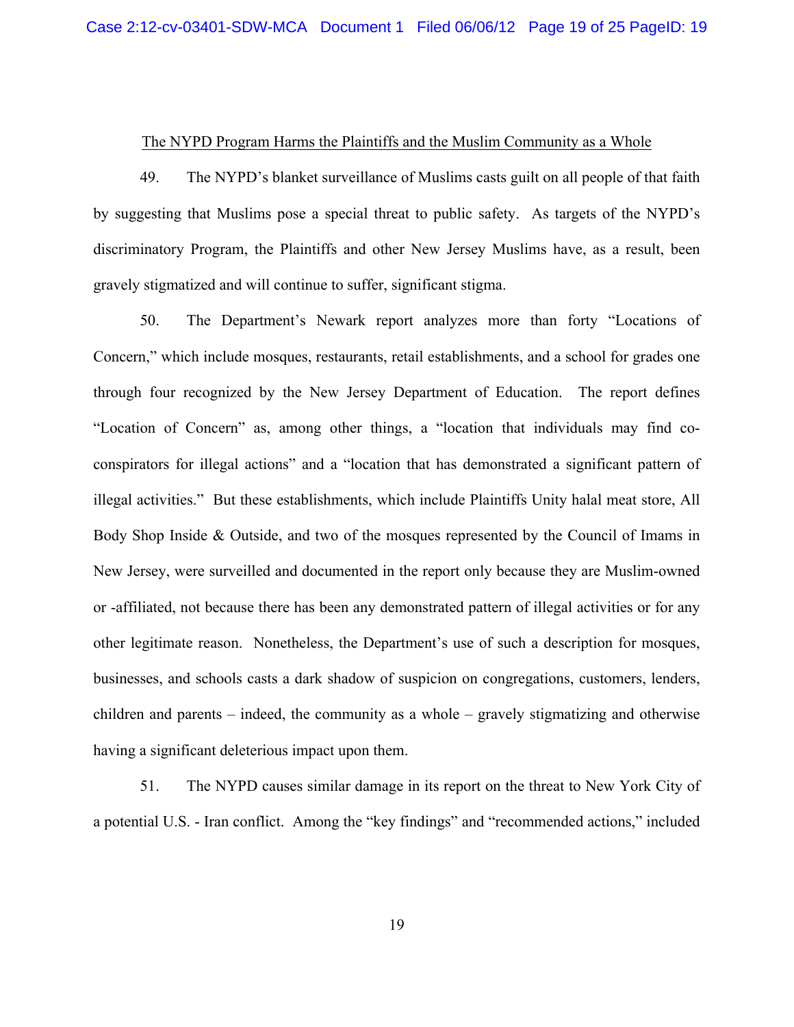<u>The NYPD Program Harms the Plaintiffs and the Muslim Community as a Whole</u>

49. The NYPD's blanket surveillance of Muslims casts guilt on all people of that faith by suggesting that Muslims pose a special threat to public safety. As targets of the NYPD's discriminatory Program, the Plaintiffs and other New Jersey Muslims have, as a result, been gravely stigmatized and will continue to suffer, significant stigma.

50. The Department's Newark report analyzes more than forty "Locations of Concern," which include mosques, restaurants, retail establishments, and a school for grades one through four recognized by the New Jersey Department of Education. The report defines "Location of Concern" as, among other things, a "location that individuals may find co-conspirators for illegal actions" and a "location that has demonstrated a significant pattern of illegal activities." But these establishments, which include Plaintiffs Unity halal meat store, All Body Shop Inside & Outside, and two of the mosques represented by the Council of Imams in New Jersey, were surveilled and documented in the report only because they are Muslim-owned or -affiliated, not because there has been any demonstrated pattern of illegal activities or for any other legitimate reason. Nonetheless, the Department's use of such a description for mosques, businesses, and schools casts a dark shadow of suspicion on congregations, customers, lenders, children and parents – indeed, the community as a whole – gravely stigmatizing and otherwise having a significant deleterious impact upon them.

51. The NYPD causes similar damage in its report on the threat to New York City of a potential U.S. - Iran conflict. Among the "key findings" and "recommended actions," included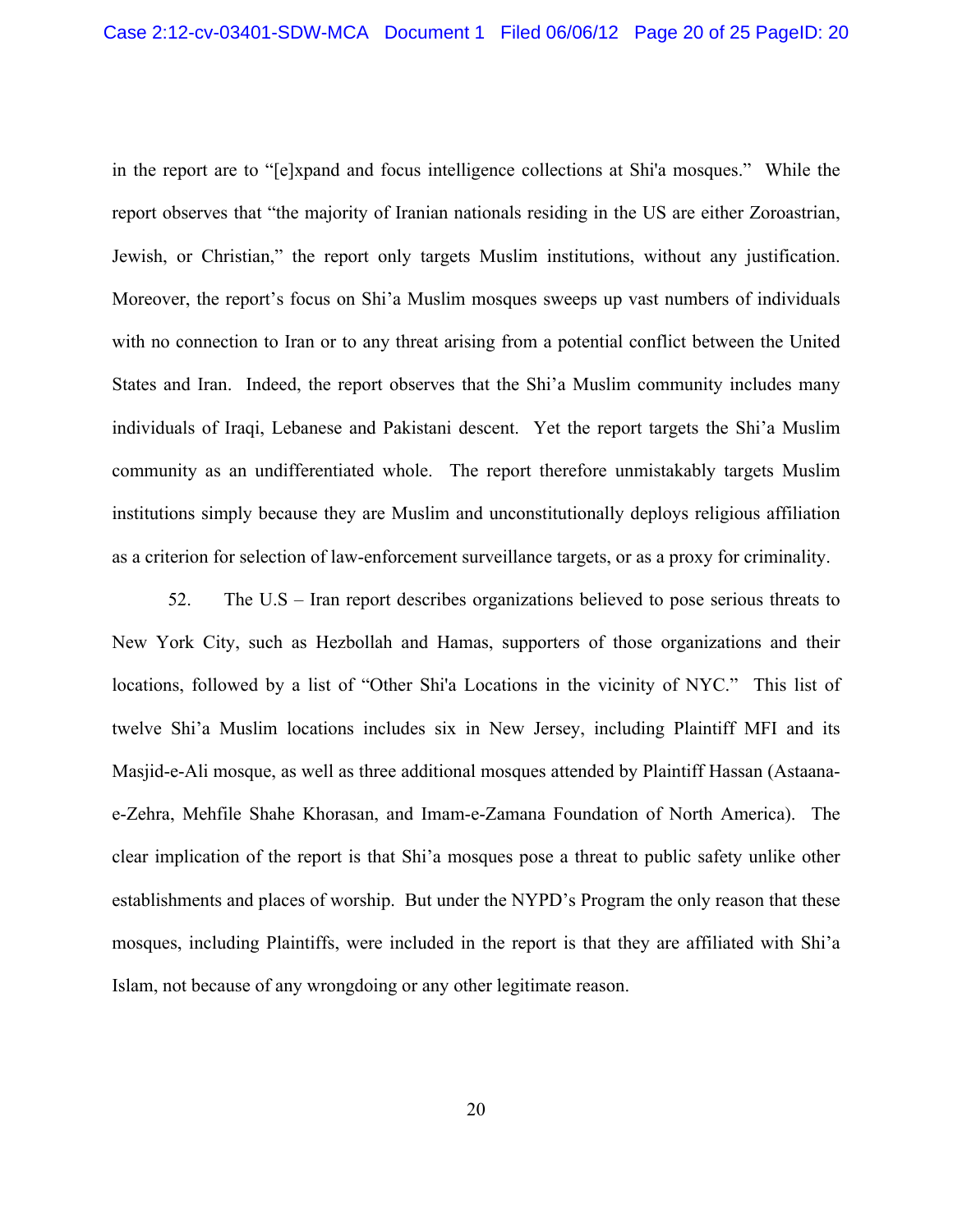in the report are to "[e]xpand and focus intelligence collections at Shi'a mosques." While the report observes that "the majority of Iranian nationals residing in the US are either Zoroastrian, Jewish, or Christian," the report only targets Muslim institutions, without any justification. Moreover, the report's focus on Shi'a Muslim mosques sweeps up vast numbers of individuals with no connection to Iran or to any threat arising from a potential conflict between the United States and Iran. Indeed, the report observes that the Shi'a Muslim community includes many individuals of Iraqi, Lebanese and Pakistani descent. Yet the report targets the Shi'a Muslim community as an undifferentiated whole. The report therefore unmistakably targets Muslim institutions simply because they are Muslim and unconstitutionally deploys religious affiliation as a criterion for selection of law-enforcement surveillance targets, or as a proxy for criminality.

52. The U.S – Iran report describes organizations believed to pose serious threats to New York City, such as Hezbollah and Hamas, supporters of those organizations and their locations, followed by a list of "Other Shi'a Locations in the vicinity of NYC." This list of twelve Shi'a Muslim locations includes six in New Jersey, including Plaintiff MFI and its Masjid-e-Ali mosque, as well as three additional mosques attended by Plaintiff Hassan (Astaana-e-Zehra, Mehfile Shahe Khorasan, and Imam-e-Zamana Foundation of North America). The clear implication of the report is that Shi'a mosques pose a threat to public safety unlike other establishments and places of worship. But under the NYPD's Program the only reason that these mosques, including Plaintiffs, were included in the report is that they are affiliated with Shi'a Islam, not because of any wrongdoing or any other legitimate reason.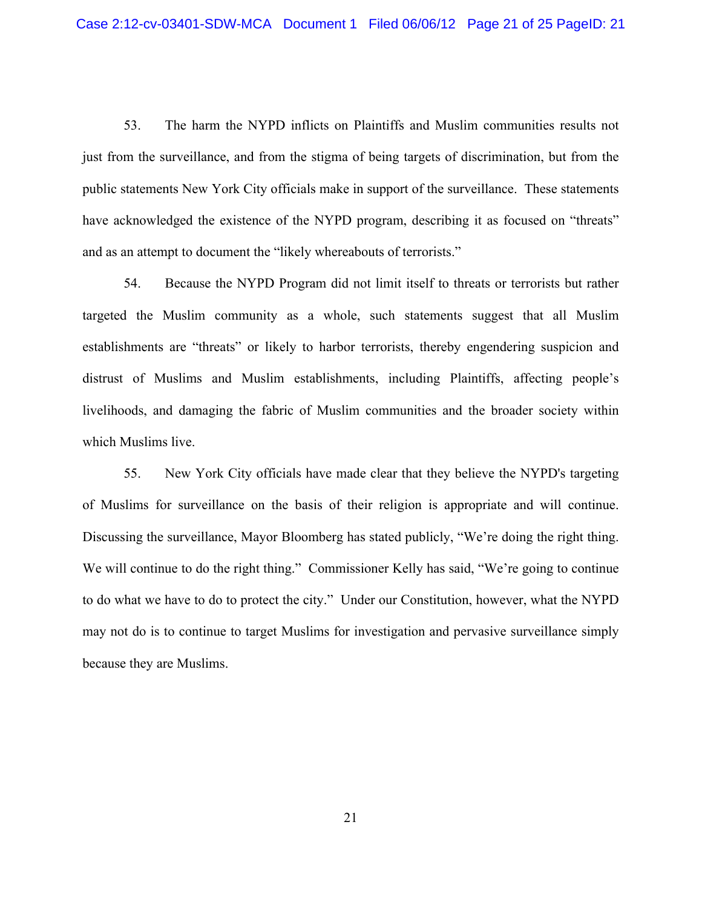53. The harm the NYPD inflicts on Plaintiffs and Muslim communities results not just from the surveillance, and from the stigma of being targets of discrimination, but from the public statements New York City officials make in support of the surveillance. These statements have acknowledged the existence of the NYPD program, describing it as focused on "threats" and as an attempt to document the "likely whereabouts of terrorists."

54. Because the NYPD Program did not limit itself to threats or terrorists but rather targeted the Muslim community as a whole, such statements suggest that all Muslim establishments are "threats" or likely to harbor terrorists, thereby engendering suspicion and distrust of Muslims and Muslim establishments, including Plaintiffs, affecting people's livelihoods, and damaging the fabric of Muslim communities and the broader society within which Muslims live.

55. New York City officials have made clear that they believe the NYPD's targeting of Muslims for surveillance on the basis of their religion is appropriate and will continue. Discussing the surveillance, Mayor Bloomberg has stated publicly, "We're doing the right thing. We will continue to do the right thing." Commissioner Kelly has said, "We're going to continue to do what we have to do to protect the city." Under our Constitution, however, what the NYPD may not do is to continue to target Muslims for investigation and pervasive surveillance simply because they are Muslims.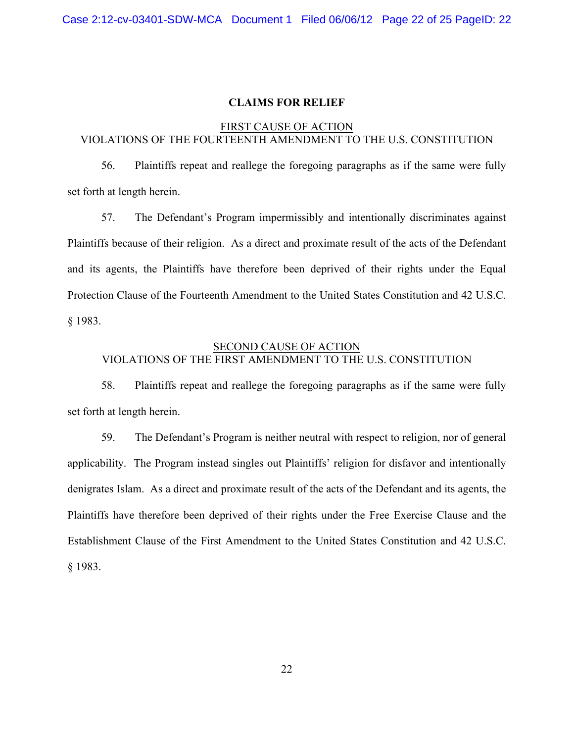## CLAIMS FOR RELIEF

### FIRST CAUSE OF ACTION
### VIOLATIONS OF THE FOURTEENTH AMENDMENT TO THE U.S. CONSTITUTION

56. Plaintiffs repeat and reallege the foregoing paragraphs as if the same were fully set forth at length herein.

57. The Defendant's Program impermissibly and intentionally discriminates against Plaintiffs because of their religion. As a direct and proximate result of the acts of the Defendant and its agents, the Plaintiffs have therefore been deprived of their rights under the Equal Protection Clause of the Fourteenth Amendment to the United States Constitution and 42 U.S.C. § 1983.

### SECOND CAUSE OF ACTION
### VIOLATIONS OF THE FIRST AMENDMENT TO THE U.S. CONSTITUTION

58. Plaintiffs repeat and reallege the foregoing paragraphs as if the same were fully set forth at length herein.

59. The Defendant's Program is neither neutral with respect to religion, nor of general applicability. The Program instead singles out Plaintiffs' religion for disfavor and intentionally denigrates Islam. As a direct and proximate result of the acts of the Defendant and its agents, the Plaintiffs have therefore been deprived of their rights under the Free Exercise Clause and the Establishment Clause of the First Amendment to the United States Constitution and 42 U.S.C. § 1983.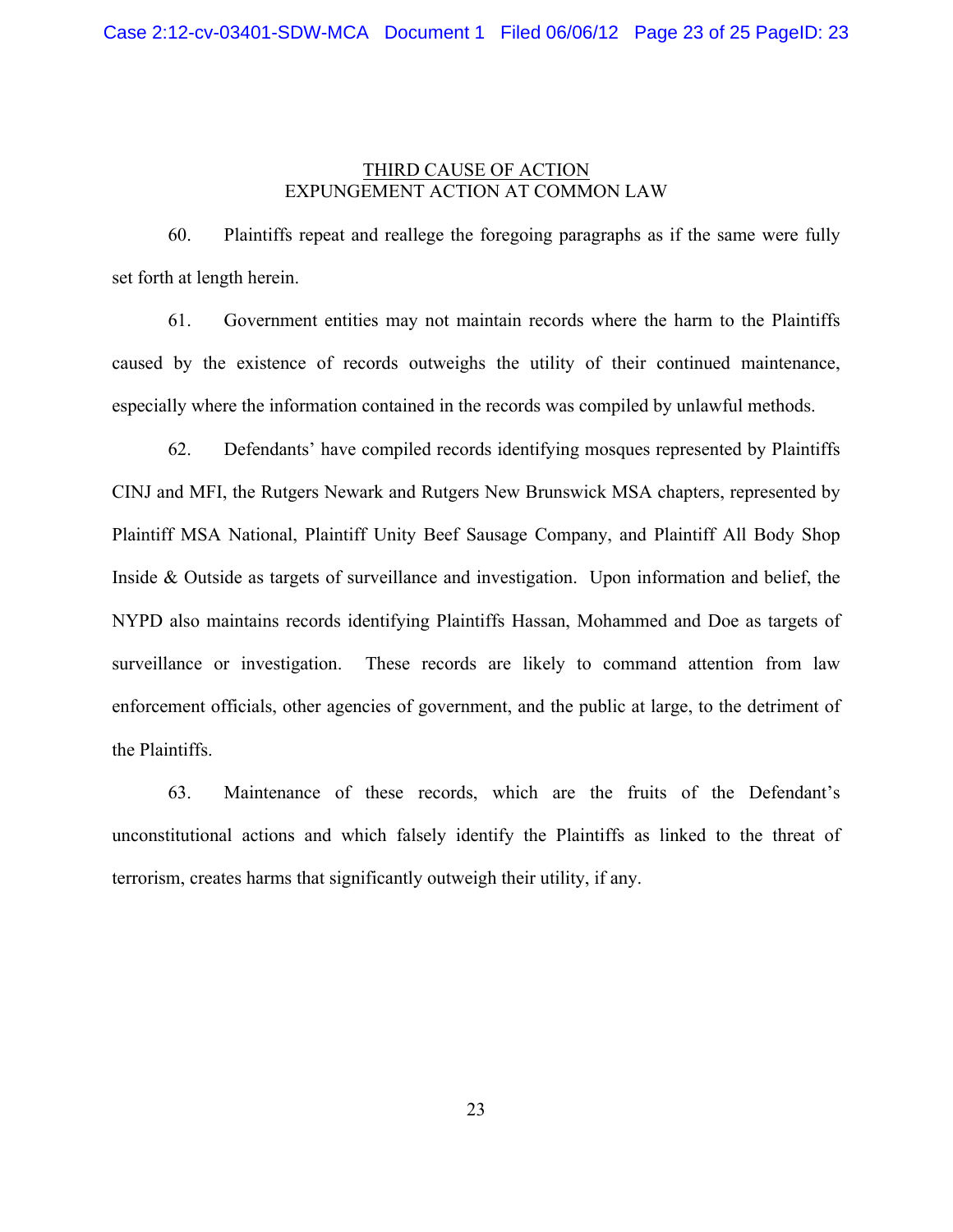## THIRD CAUSE OF ACTION

### EXPUNGEMENT ACTION AT COMMON LAW

60. Plaintiffs repeat and reallege the foregoing paragraphs as if the same were fully set forth at length herein.

61. Government entities may not maintain records where the harm to the Plaintiffs caused by the existence of records outweighs the utility of their continued maintenance, especially where the information contained in the records was compiled by unlawful methods.

62. Defendants' have compiled records identifying mosques represented by Plaintiffs CINJ and MFI, the Rutgers Newark and Rutgers New Brunswick MSA chapters, represented by Plaintiff MSA National, Plaintiff Unity Beef Sausage Company, and Plaintiff All Body Shop Inside & Outside as targets of surveillance and investigation. Upon information and belief, the NYPD also maintains records identifying Plaintiffs Hassan, Mohammed and Doe as targets of surveillance or investigation. These records are likely to command attention from law enforcement officials, other agencies of government, and the public at large, to the detriment of the Plaintiffs.

63. Maintenance of these records, which are the fruits of the Defendant's unconstitutional actions and which falsely identify the Plaintiffs as linked to the threat of terrorism, creates harms that significantly outweigh their utility, if any.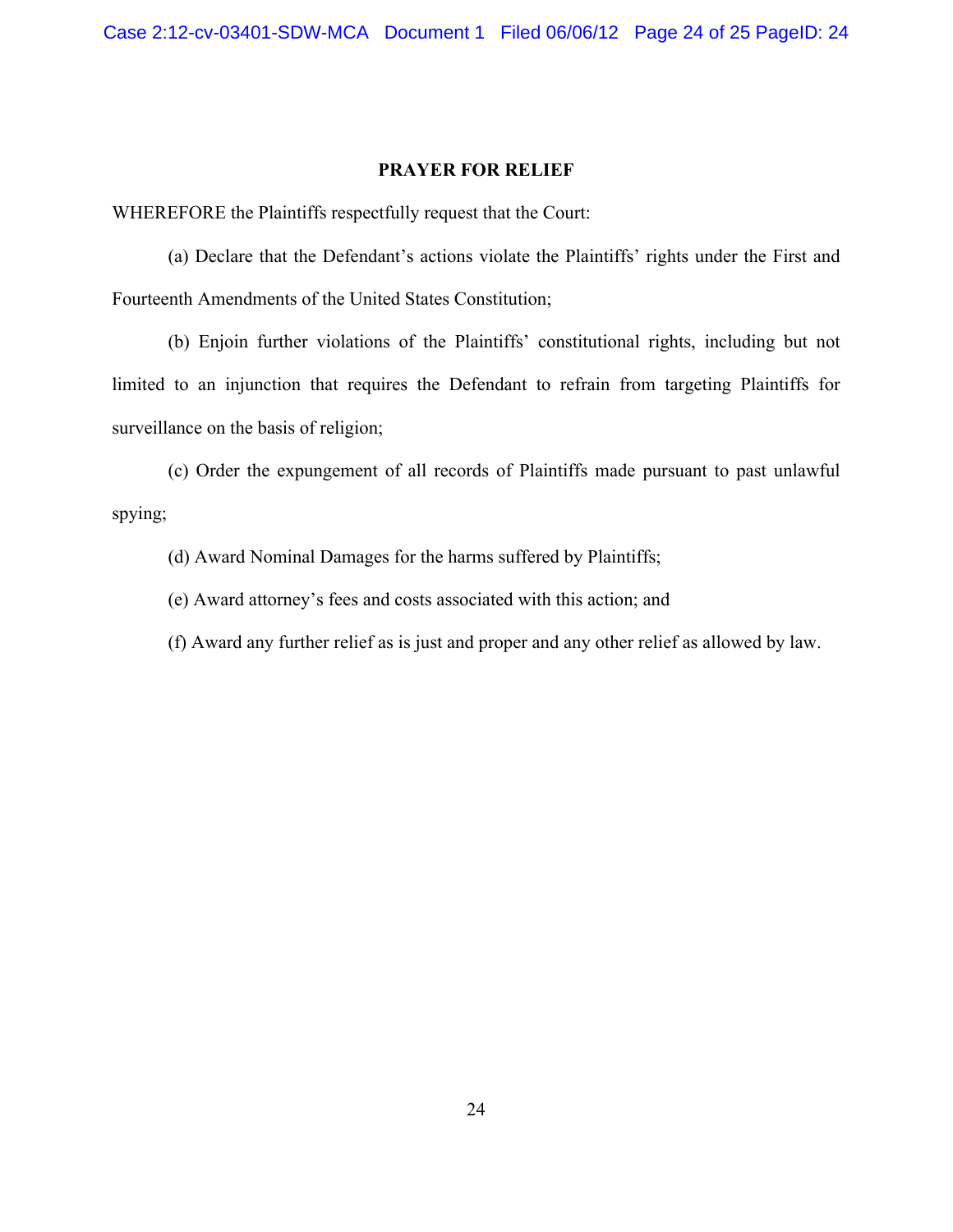## PRAYER FOR RELIEF

WHEREFORE the Plaintiffs respectfully request that the Court:

(a) Declare that the Defendant's actions violate the Plaintiffs' rights under the First and Fourteenth Amendments of the United States Constitution;

(b) Enjoin further violations of the Plaintiffs' constitutional rights, including but not limited to an injunction that requires the Defendant to refrain from targeting Plaintiffs for surveillance on the basis of religion;

(c) Order the expungement of all records of Plaintiffs made pursuant to past unlawful spying;

(d) Award Nominal Damages for the harms suffered by Plaintiffs;

(e) Award attorney's fees and costs associated with this action; and

(f) Award any further relief as is just and proper and any other relief as allowed by law.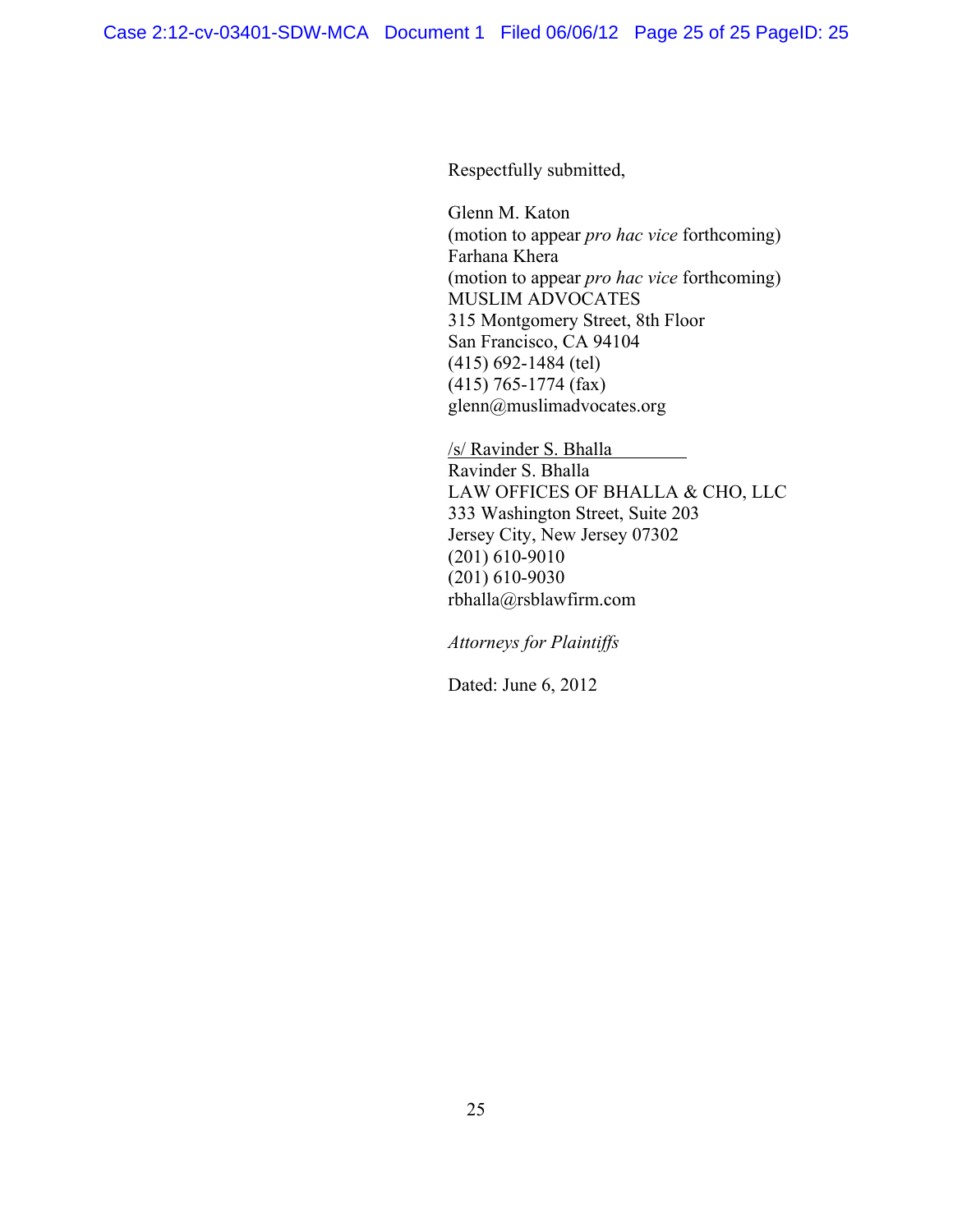Respectfully submitted,

Glenn M. Katon
(motion to appear *pro hac vice* forthcoming)
Farhana Khera
(motion to appear *pro hac vice* forthcoming)
MUSLIM ADVOCATES
315 Montgomery Street, 8th Floor
San Francisco, CA 94104
(415) 692-1484 (tel)
(415) 765-1774 (fax)
glenn@muslimadvocates.org

/s/ Ravinder S. Bhalla
Ravinder S. Bhalla
LAW OFFICES OF BHALLA & CHO, LLC
333 Washington Street, Suite 203
Jersey City, New Jersey 07302
(201) 610-9010
(201) 610-9030
rbhalla@rsblawfirm.com

*Attorneys for Plaintiffs*

Dated: June 6, 2012